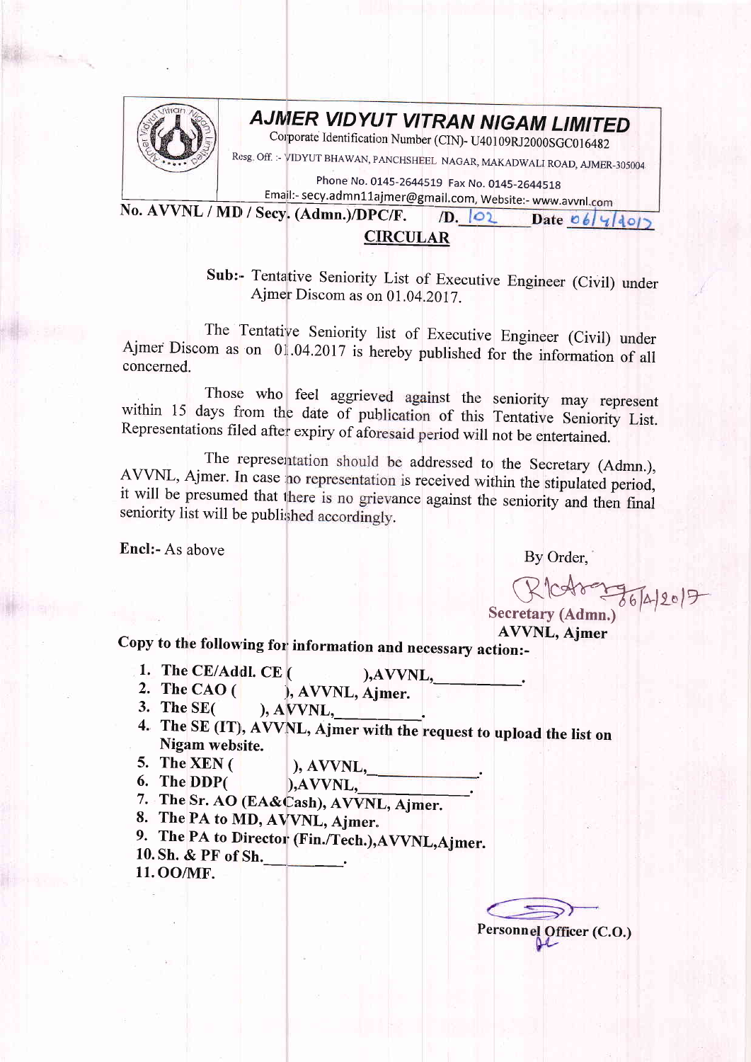# AJMER VIDYUT VITRAN NIGAM LIMITED

Corporate Identification Number (CIN)- U40109RJ2000SGC016482

Resg. Off. :- VIDYUT BHAWAN, PANCHSHEEL NAGAR, MAKADWALI ROAD, AJMER-305004

Phone No. 0145-2644519 Fax No. 0145-2644518

Email:- secy.admn11ajmer@gmail.com, Website:- www.avvnl.com

**No. AVVNL / MD / Secy. (Admn.)/DPC/F. /D. 102 Date 06/4/2017**

## CIRCULAR

**Sub:-** Tentative Seniority List of Executive Engineer (Civil) under Ajmer Discom as on 01.04.2017.

The Tentative Seniority list of Executive Engineer (Civil) under Ajmer Discom as on 01.04.2017 is hereby published for the information of all concerned.

Those who feel aggrieved against the seniority may represent within 15 days from the date of publication of this Tentative Seniority List. Representations filed after expiry of aforesaid period will not be entertained.

The representation should be addressed to the Secretary (Admn.), AVVNL, Ajmer. In case no representation is received within the stipulated period, it will be presumed that there is no grievance against the seniority and then final seniority list will be published accordingly.

**Encl:-** As above

By Order,

06/4/2017

**Secretary (Admn.)**
**AVVNL, Ajmer**

**Copy to the following for information and necessary action:-**

1. The CE/Addl. CE ( ),AVVNL,\_\_\_\_\_\_\_\_\_\_.
2. The CAO ( ), AVVNL, Ajmer.
3. The SE( ), AVVNL,\_\_\_\_\_\_\_\_\_\_.
4. The SE (IT), AVVNL, Ajmer with the request to upload the list on Nigam website.
5. The XEN ( ), AVVNL,\_\_\_\_\_\_\_\_\_\_.
6. The DDP( ),AVVNL,\_\_\_\_\_\_\_\_\_\_.
7. The Sr. AO (EA&Cash), AVVNL, Ajmer.
8. The PA to MD, AVVNL, Ajmer.
9. The PA to Director (Fin./Tech.),AVVNL,Ajmer.
10. Sh. & PF of Sh.\_\_\_\_\_\_\_\_\_\_.
11. OO/MF.

**Personnel Officer (C.O.)**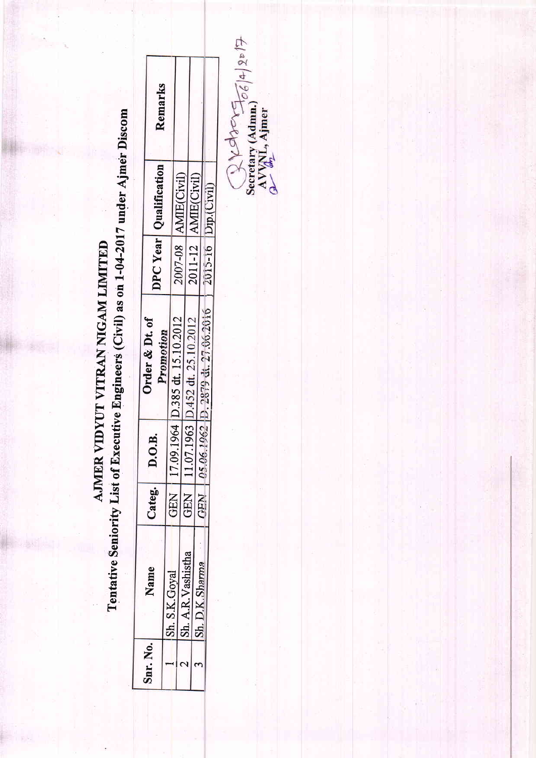# AJMER VIDYUT VITRAN NIGAM LIMITED

## Tentative Seniority List of Executive Engineers (Civil) as on 1-04-2017 under Ajmer Discom

| Snr. No. | Name | Categ. | D.O.B. | Order & Dt. of Promotion | DPC Year | Qualification | Remarks |
|---|---|---|---|---|---|---|---|
| 1 | Sh. S.K.Goyal | GEN | 17.09.1964 | D.385 dt. 15.10.2012 | 2007-08 | AMIE(Civil) | |
| 2 | Sh. A.R.Vashistha | GEN | 11.07.1963 | D.452 dt. 25.10.2012 | 2011-12 | AMIE(Civil) | |
| 3 | Sh. D.K.Sharma | GEN | 05.06.1962 | D. 2879 dt. 27.06.2016 | 2015-16 | Dip.(Civil) | |

06/4/2017

Secretary (Admn.)
AVVNL, Ajmer